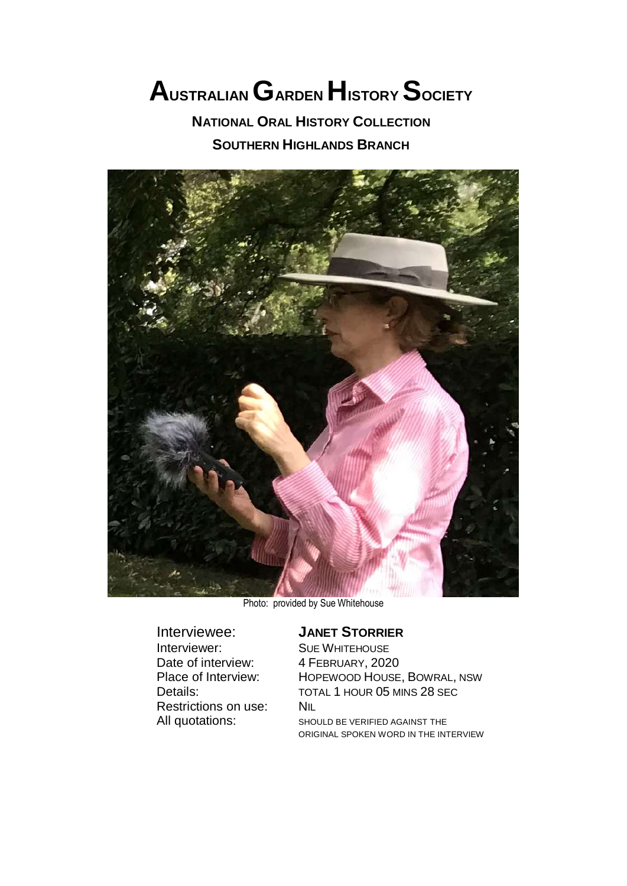# Australian Garden History Society

## National Oral History Collection

## Southern Highlands Branch

Photo: provided by Sue Whitehouse

| | |
|---|---|
| Interviewee: | **JANET STORRIER** |
| Interviewer: | SUE WHITEHOUSE |
| Date of interview: | 4 FEBRUARY, 2020 |
| Place of Interview: | HOPEWOOD HOUSE, BOWRAL, NSW |
| Details: | TOTAL 1 HOUR 05 MINS 28 SEC |
| Restrictions on use: | NIL |
| All quotations: | SHOULD BE VERIFIED AGAINST THE ORIGINAL SPOKEN WORD IN THE INTERVIEW |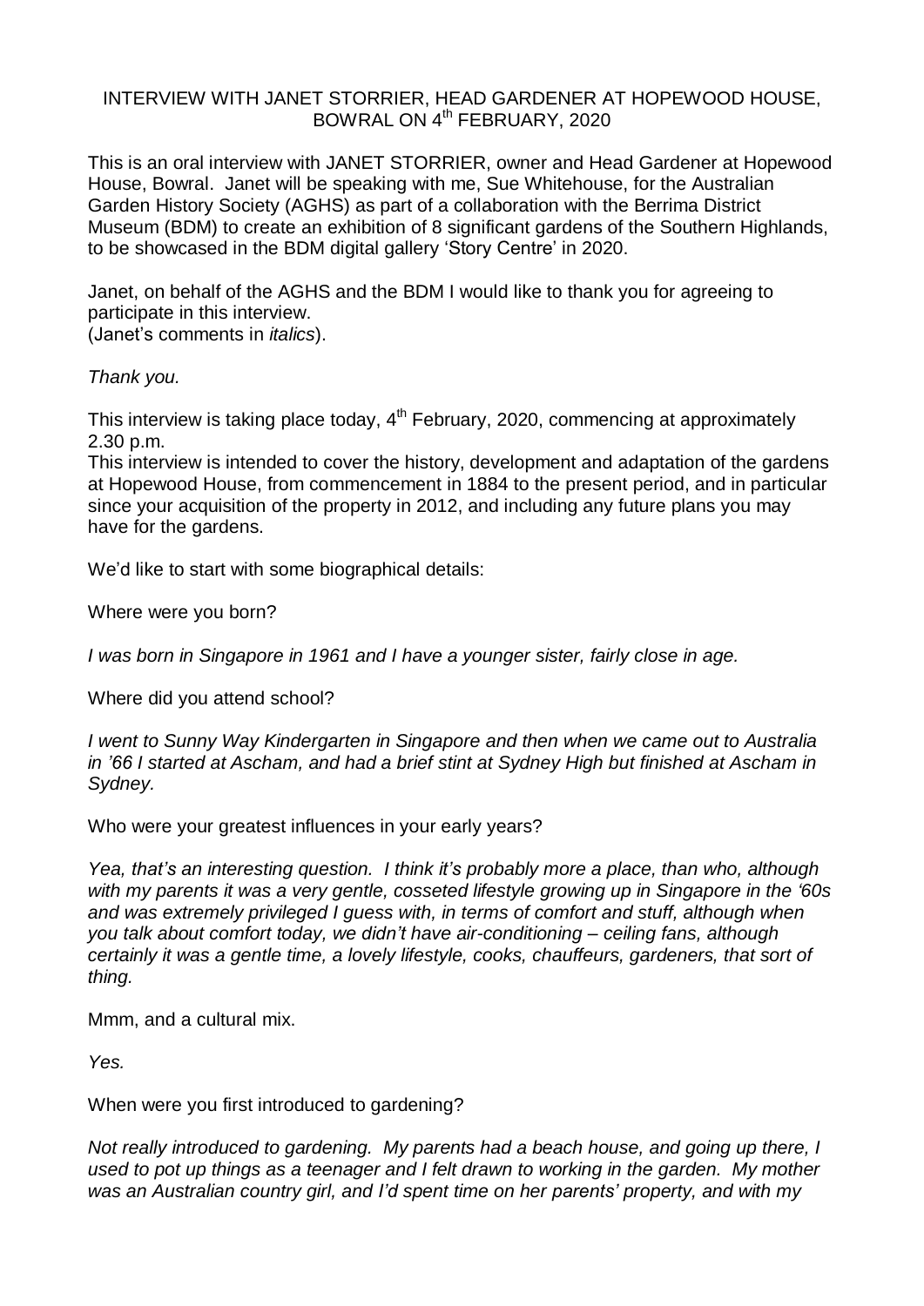INTERVIEW WITH JANET STORRIER, HEAD GARDENER AT HOPEWOOD HOUSE, BOWRAL ON 4th FEBRUARY, 2020

This is an oral interview with JANET STORRIER, owner and Head Gardener at Hopewood House, Bowral. Janet will be speaking with me, Sue Whitehouse, for the Australian Garden History Society (AGHS) as part of a collaboration with the Berrima District Museum (BDM) to create an exhibition of 8 significant gardens of the Southern Highlands, to be showcased in the BDM digital gallery 'Story Centre' in 2020.

Janet, on behalf of the AGHS and the BDM I would like to thank you for agreeing to participate in this interview.
(Janet's comments in *italics*).

*Thank you.*

This interview is taking place today, 4th February, 2020, commencing at approximately 2.30 p.m.
This interview is intended to cover the history, development and adaptation of the gardens at Hopewood House, from commencement in 1884 to the present period, and in particular since your acquisition of the property in 2012, and including any future plans you may have for the gardens.

We'd like to start with some biographical details:

Where were you born?

*I was born in Singapore in 1961 and I have a younger sister, fairly close in age.*

Where did you attend school?

*I went to Sunny Way Kindergarten in Singapore and then when we came out to Australia in '66 I started at Ascham, and had a brief stint at Sydney High but finished at Ascham in Sydney.*

Who were your greatest influences in your early years?

*Yea, that's an interesting question. I think it's probably more a place, than who, although with my parents it was a very gentle, cosseted lifestyle growing up in Singapore in the '60s and was extremely privileged I guess with, in terms of comfort and stuff, although when you talk about comfort today, we didn't have air-conditioning – ceiling fans, although certainly it was a gentle time, a lovely lifestyle, cooks, chauffeurs, gardeners, that sort of thing.*

Mmm, and a cultural mix.

*Yes.*

When were you first introduced to gardening?

*Not really introduced to gardening. My parents had a beach house, and going up there, I used to pot up things as a teenager and I felt drawn to working in the garden. My mother was an Australian country girl, and I'd spent time on her parents' property, and with my*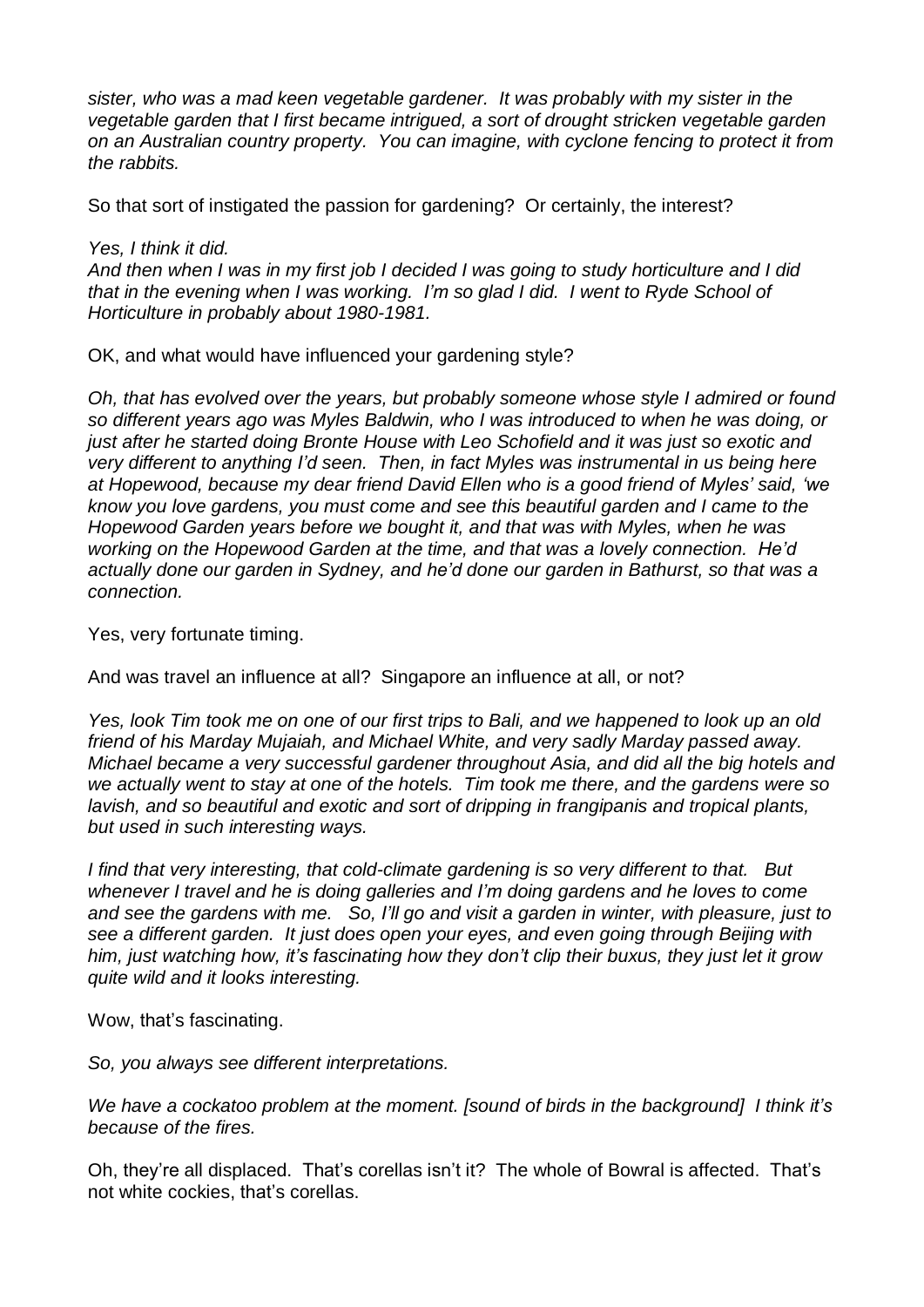*sister, who was a mad keen vegetable gardener. It was probably with my sister in the vegetable garden that I first became intrigued, a sort of drought stricken vegetable garden on an Australian country property. You can imagine, with cyclone fencing to protect it from the rabbits.*

So that sort of instigated the passion for gardening? Or certainly, the interest?

*Yes, I think it did.*
*And then when I was in my first job I decided I was going to study horticulture and I did that in the evening when I was working. I'm so glad I did. I went to Ryde School of Horticulture in probably about 1980-1981.*

OK, and what would have influenced your gardening style?

*Oh, that has evolved over the years, but probably someone whose style I admired or found so different years ago was Myles Baldwin, who I was introduced to when he was doing, or just after he started doing Bronte House with Leo Schofield and it was just so exotic and very different to anything I'd seen. Then, in fact Myles was instrumental in us being here at Hopewood, because my dear friend David Ellen who is a good friend of Myles' said, 'we know you love gardens, you must come and see this beautiful garden and I came to the Hopewood Garden years before we bought it, and that was with Myles, when he was working on the Hopewood Garden at the time, and that was a lovely connection. He'd actually done our garden in Sydney, and he'd done our garden in Bathurst, so that was a connection.*

Yes, very fortunate timing.

And was travel an influence at all? Singapore an influence at all, or not?

*Yes, look Tim took me on one of our first trips to Bali, and we happened to look up an old friend of his Marday Mujaiah, and Michael White, and very sadly Marday passed away. Michael became a very successful gardener throughout Asia, and did all the big hotels and we actually went to stay at one of the hotels. Tim took me there, and the gardens were so lavish, and so beautiful and exotic and sort of dripping in frangipanis and tropical plants, but used in such interesting ways.*

*I find that very interesting, that cold-climate gardening is so very different to that. But whenever I travel and he is doing galleries and I'm doing gardens and he loves to come and see the gardens with me. So, I'll go and visit a garden in winter, with pleasure, just to see a different garden. It just does open your eyes, and even going through Beijing with him, just watching how, it's fascinating how they don't clip their buxus, they just let it grow quite wild and it looks interesting.*

Wow, that's fascinating.

*So, you always see different interpretations.*

*We have a cockatoo problem at the moment. [sound of birds in the background] I think it's because of the fires.*

Oh, they're all displaced. That's corellas isn't it? The whole of Bowral is affected. That's not white cockies, that's corellas.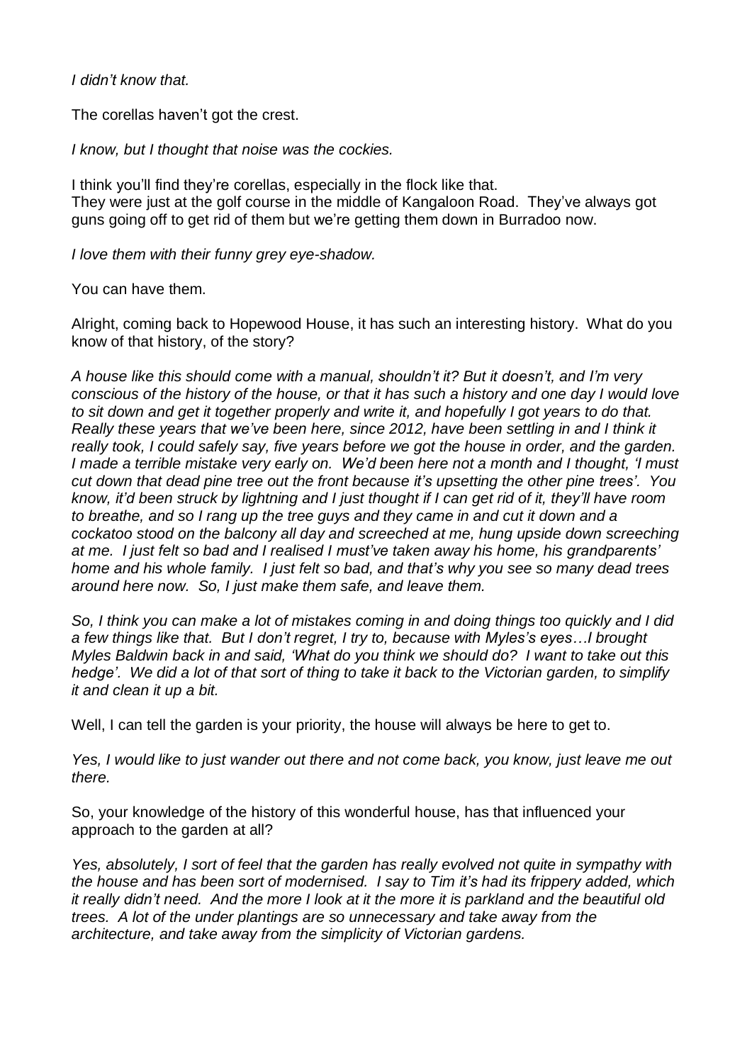*I didn't know that.*

The corellas haven't got the crest.

*I know, but I thought that noise was the cockies.*

I think you'll find they're corellas, especially in the flock like that.
They were just at the golf course in the middle of Kangaloon Road. They've always got guns going off to get rid of them but we're getting them down in Burradoo now.

*I love them with their funny grey eye-shadow.*

You can have them.

Alright, coming back to Hopewood House, it has such an interesting history. What do you know of that history, of the story?

*A house like this should come with a manual, shouldn't it? But it doesn't, and I'm very conscious of the history of the house, or that it has such a history and one day I would love to sit down and get it together properly and write it, and hopefully I got years to do that. Really these years that we've been here, since 2012, have been settling in and I think it really took, I could safely say, five years before we got the house in order, and the garden. I made a terrible mistake very early on. We'd been here not a month and I thought, 'I must cut down that dead pine tree out the front because it's upsetting the other pine trees'. You know, it'd been struck by lightning and I just thought if I can get rid of it, they'll have room to breathe, and so I rang up the tree guys and they came in and cut it down and a cockatoo stood on the balcony all day and screeched at me, hung upside down screeching at me. I just felt so bad and I realised I must've taken away his home, his grandparents' home and his whole family. I just felt so bad, and that's why you see so many dead trees around here now. So, I just make them safe, and leave them.*

*So, I think you can make a lot of mistakes coming in and doing things too quickly and I did a few things like that. But I don't regret, I try to, because with Myles's eyes…I brought Myles Baldwin back in and said, 'What do you think we should do? I want to take out this hedge'. We did a lot of that sort of thing to take it back to the Victorian garden, to simplify it and clean it up a bit.*

Well, I can tell the garden is your priority, the house will always be here to get to.

*Yes, I would like to just wander out there and not come back, you know, just leave me out there.*

So, your knowledge of the history of this wonderful house, has that influenced your approach to the garden at all?

*Yes, absolutely, I sort of feel that the garden has really evolved not quite in sympathy with the house and has been sort of modernised. I say to Tim it's had its frippery added, which it really didn't need. And the more I look at it the more it is parkland and the beautiful old trees. A lot of the under plantings are so unnecessary and take away from the architecture, and take away from the simplicity of Victorian gardens.*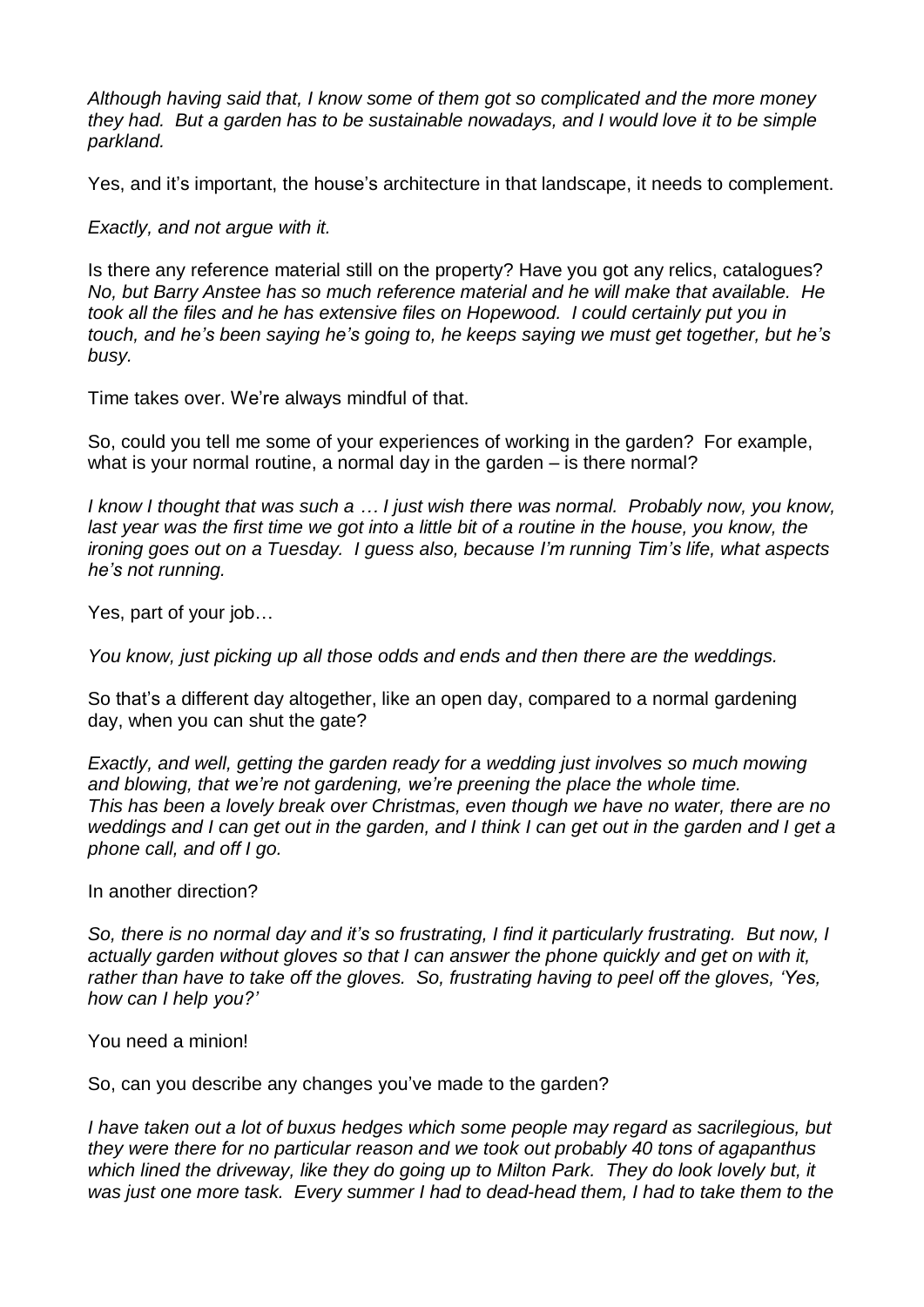*Although having said that, I know some of them got so complicated and the more money they had. But a garden has to be sustainable nowadays, and I would love it to be simple parkland.*

Yes, and it's important, the house's architecture in that landscape, it needs to complement.

*Exactly, and not argue with it.*

Is there any reference material still on the property? Have you got any relics, catalogues? *No, but Barry Anstee has so much reference material and he will make that available. He took all the files and he has extensive files on Hopewood. I could certainly put you in touch, and he's been saying he's going to, he keeps saying we must get together, but he's busy.*

Time takes over. We're always mindful of that.

So, could you tell me some of your experiences of working in the garden? For example, what is your normal routine, a normal day in the garden – is there normal?

*I know I thought that was such a … I just wish there was normal. Probably now, you know, last year was the first time we got into a little bit of a routine in the house, you know, the ironing goes out on a Tuesday. I guess also, because I'm running Tim's life, what aspects he's not running.*

Yes, part of your job…

*You know, just picking up all those odds and ends and then there are the weddings.*

So that's a different day altogether, like an open day, compared to a normal gardening day, when you can shut the gate?

*Exactly, and well, getting the garden ready for a wedding just involves so much mowing and blowing, that we're not gardening, we're preening the place the whole time. This has been a lovely break over Christmas, even though we have no water, there are no weddings and I can get out in the garden, and I think I can get out in the garden and I get a phone call, and off I go.*

In another direction?

*So, there is no normal day and it's so frustrating, I find it particularly frustrating. But now, I actually garden without gloves so that I can answer the phone quickly and get on with it, rather than have to take off the gloves. So, frustrating having to peel off the gloves, 'Yes, how can I help you?'*

You need a minion!

So, can you describe any changes you've made to the garden?

*I have taken out a lot of buxus hedges which some people may regard as sacrilegious, but they were there for no particular reason and we took out probably 40 tons of agapanthus which lined the driveway, like they do going up to Milton Park. They do look lovely but, it was just one more task. Every summer I had to dead-head them, I had to take them to the*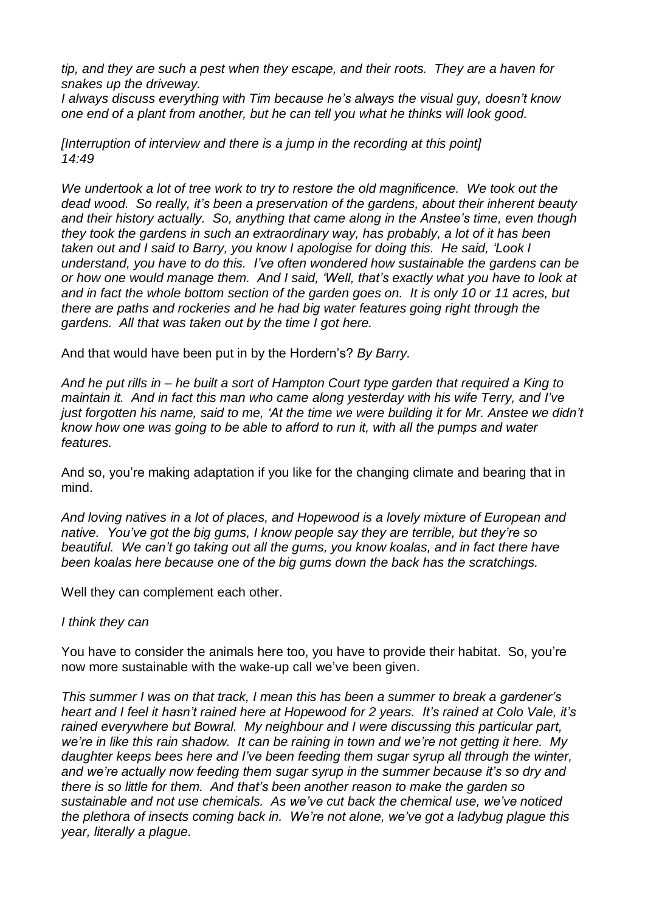*tip, and they are such a pest when they escape, and their roots. They are a haven for snakes up the driveway.*

*I always discuss everything with Tim because he's always the visual guy, doesn't know one end of a plant from another, but he can tell you what he thinks will look good.*

*[Interruption of interview and there is a jump in the recording at this point] 14:49*

*We undertook a lot of tree work to try to restore the old magnificence. We took out the dead wood. So really, it's been a preservation of the gardens, about their inherent beauty and their history actually. So, anything that came along in the Anstee's time, even though they took the gardens in such an extraordinary way, has probably, a lot of it has been taken out and I said to Barry, you know I apologise for doing this. He said, 'Look I understand, you have to do this. I've often wondered how sustainable the gardens can be or how one would manage them. And I said, 'Well, that's exactly what you have to look at and in fact the whole bottom section of the garden goes on. It is only 10 or 11 acres, but there are paths and rockeries and he had big water features going right through the gardens. All that was taken out by the time I got here.*

And that would have been put in by the Hordern's? *By Barry.*

*And he put rills in – he built a sort of Hampton Court type garden that required a King to maintain it. And in fact this man who came along yesterday with his wife Terry, and I've just forgotten his name, said to me, 'At the time we were building it for Mr. Anstee we didn't know how one was going to be able to afford to run it, with all the pumps and water features.*

And so, you're making adaptation if you like for the changing climate and bearing that in mind.

*And loving natives in a lot of places, and Hopewood is a lovely mixture of European and native. You've got the big gums, I know people say they are terrible, but they're so beautiful. We can't go taking out all the gums, you know koalas, and in fact there have been koalas here because one of the big gums down the back has the scratchings.*

Well they can complement each other.

*I think they can*

You have to consider the animals here too, you have to provide their habitat. So, you're now more sustainable with the wake-up call we've been given.

*This summer I was on that track, I mean this has been a summer to break a gardener's heart and I feel it hasn't rained here at Hopewood for 2 years. It's rained at Colo Vale, it's rained everywhere but Bowral. My neighbour and I were discussing this particular part, we're in like this rain shadow. It can be raining in town and we're not getting it here. My daughter keeps bees here and I've been feeding them sugar syrup all through the winter, and we're actually now feeding them sugar syrup in the summer because it's so dry and there is so little for them. And that's been another reason to make the garden so sustainable and not use chemicals. As we've cut back the chemical use, we've noticed the plethora of insects coming back in. We're not alone, we've got a ladybug plague this year, literally a plague.*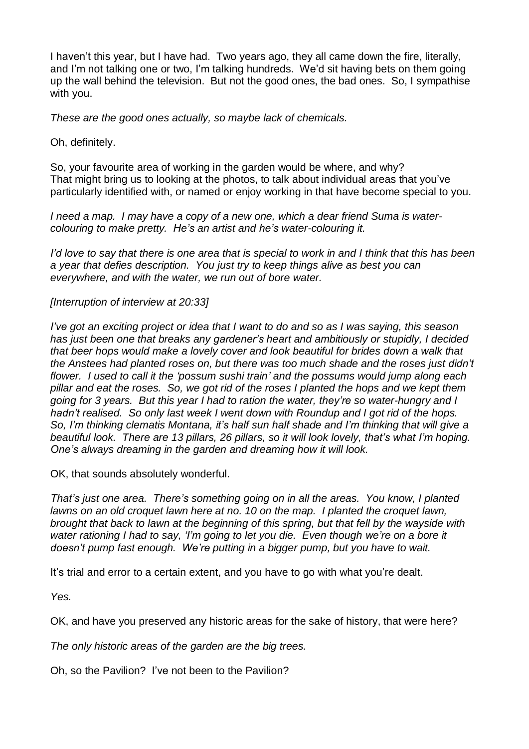I haven't this year, but I have had. Two years ago, they all came down the fire, literally, and I'm not talking one or two, I'm talking hundreds. We'd sit having bets on them going up the wall behind the television. But not the good ones, the bad ones. So, I sympathise with you.

*These are the good ones actually, so maybe lack of chemicals.*

Oh, definitely.

So, your favourite area of working in the garden would be where, and why? That might bring us to looking at the photos, to talk about individual areas that you've particularly identified with, or named or enjoy working in that have become special to you.

*I need a map. I may have a copy of a new one, which a dear friend Suma is water-colouring to make pretty. He's an artist and he's water-colouring it.*

*I'd love to say that there is one area that is special to work in and I think that this has been a year that defies description. You just try to keep things alive as best you can everywhere, and with the water, we run out of bore water.*

*[Interruption of interview at 20:33]*

*I've got an exciting project or idea that I want to do and so as I was saying, this season has just been one that breaks any gardener's heart and ambitiously or stupidly, I decided that beer hops would make a lovely cover and look beautiful for brides down a walk that the Anstees had planted roses on, but there was too much shade and the roses just didn't flower. I used to call it the 'possum sushi train' and the possums would jump along each pillar and eat the roses. So, we got rid of the roses I planted the hops and we kept them going for 3 years. But this year I had to ration the water, they're so water-hungry and I hadn't realised. So only last week I went down with Roundup and I got rid of the hops. So, I'm thinking clematis Montana, it's half sun half shade and I'm thinking that will give a beautiful look. There are 13 pillars, 26 pillars, so it will look lovely, that's what I'm hoping. One's always dreaming in the garden and dreaming how it will look.*

OK, that sounds absolutely wonderful.

*That's just one area. There's something going on in all the areas. You know, I planted lawns on an old croquet lawn here at no. 10 on the map. I planted the croquet lawn, brought that back to lawn at the beginning of this spring, but that fell by the wayside with water rationing I had to say, 'I'm going to let you die. Even though we're on a bore it doesn't pump fast enough. We're putting in a bigger pump, but you have to wait.*

It's trial and error to a certain extent, and you have to go with what you're dealt.

*Yes.*

OK, and have you preserved any historic areas for the sake of history, that were here?

*The only historic areas of the garden are the big trees.*

Oh, so the Pavilion? I've not been to the Pavilion?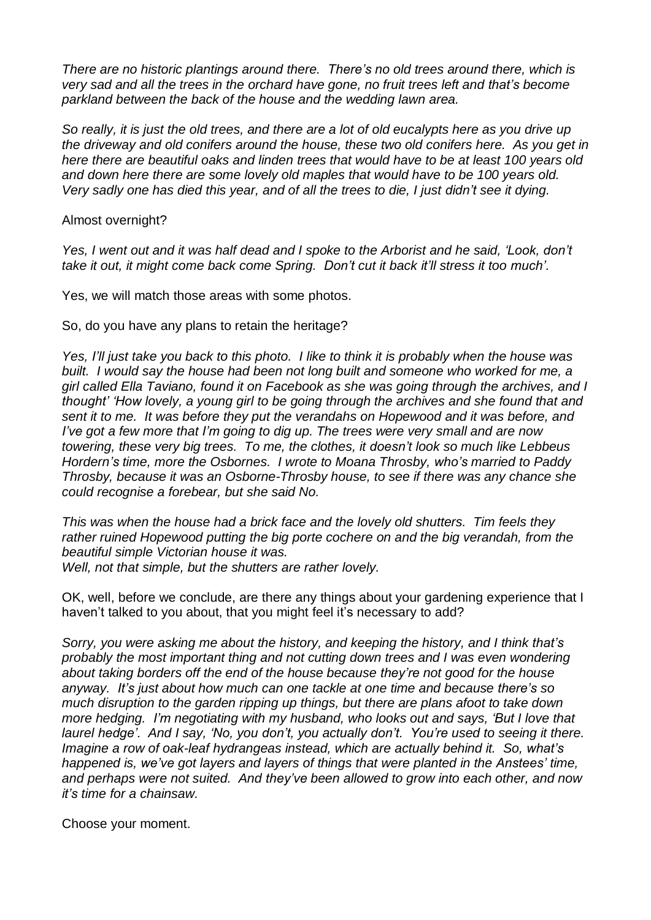*There are no historic plantings around there. There's no old trees around there, which is very sad and all the trees in the orchard have gone, no fruit trees left and that's become parkland between the back of the house and the wedding lawn area.*

*So really, it is just the old trees, and there are a lot of old eucalypts here as you drive up the driveway and old conifers around the house, these two old conifers here. As you get in here there are beautiful oaks and linden trees that would have to be at least 100 years old and down here there are some lovely old maples that would have to be 100 years old. Very sadly one has died this year, and of all the trees to die, I just didn't see it dying.*

Almost overnight?

*Yes, I went out and it was half dead and I spoke to the Arborist and he said, 'Look, don't take it out, it might come back come Spring. Don't cut it back it'll stress it too much'.*

Yes, we will match those areas with some photos.

So, do you have any plans to retain the heritage?

*Yes, I'll just take you back to this photo. I like to think it is probably when the house was built. I would say the house had been not long built and someone who worked for me, a girl called Ella Taviano, found it on Facebook as she was going through the archives, and I thought' 'How lovely, a young girl to be going through the archives and she found that and sent it to me. It was before they put the verandahs on Hopewood and it was before, and I've got a few more that I'm going to dig up. The trees were very small and are now towering, these very big trees. To me, the clothes, it doesn't look so much like Lebbeus Hordern's time, more the Osbornes. I wrote to Moana Throsby, who's married to Paddy Throsby, because it was an Osborne-Throsby house, to see if there was any chance she could recognise a forebear, but she said No.*

*This was when the house had a brick face and the lovely old shutters. Tim feels they rather ruined Hopewood putting the big porte cochere on and the big verandah, from the beautiful simple Victorian house it was.*
*Well, not that simple, but the shutters are rather lovely.*

OK, well, before we conclude, are there any things about your gardening experience that I haven't talked to you about, that you might feel it's necessary to add?

*Sorry, you were asking me about the history, and keeping the history, and I think that's probably the most important thing and not cutting down trees and I was even wondering about taking borders off the end of the house because they're not good for the house anyway. It's just about how much can one tackle at one time and because there's so much disruption to the garden ripping up things, but there are plans afoot to take down more hedging. I'm negotiating with my husband, who looks out and says, 'But I love that laurel hedge'. And I say, 'No, you don't, you actually don't. You're used to seeing it there. Imagine a row of oak-leaf hydrangeas instead, which are actually behind it. So, what's happened is, we've got layers and layers of things that were planted in the Anstees' time, and perhaps were not suited. And they've been allowed to grow into each other, and now it's time for a chainsaw.*

Choose your moment.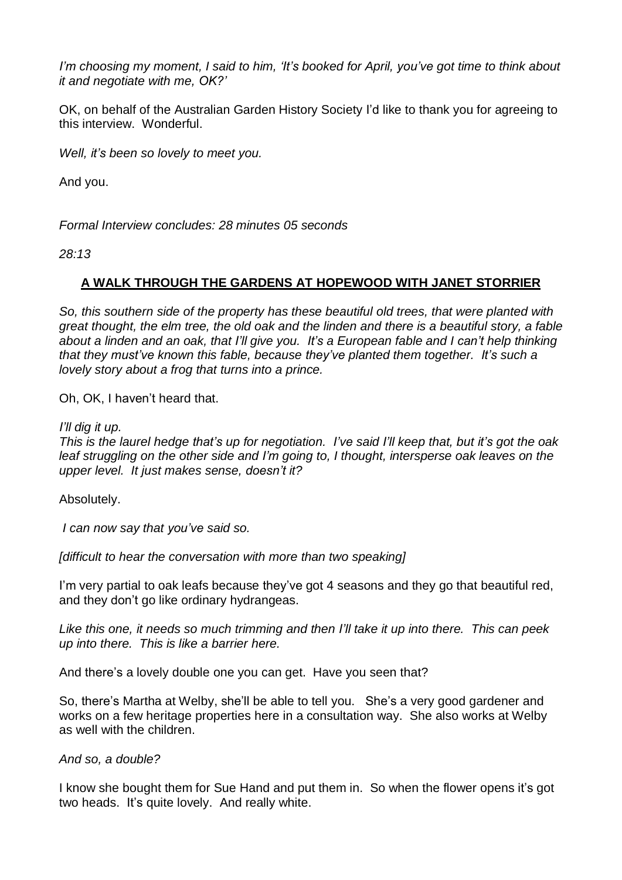*I'm choosing my moment, I said to him, 'It's booked for April, you've got time to think about it and negotiate with me, OK?'*

OK, on behalf of the Australian Garden History Society I'd like to thank you for agreeing to this interview. Wonderful.

*Well, it's been so lovely to meet you.*

And you.

*Formal Interview concludes: 28 minutes 05 seconds*

*28:13*

## **A WALK THROUGH THE GARDENS AT HOPEWOOD WITH JANET STORRIER**

*So, this southern side of the property has these beautiful old trees, that were planted with great thought, the elm tree, the old oak and the linden and there is a beautiful story, a fable about a linden and an oak, that I'll give you. It's a European fable and I can't help thinking that they must've known this fable, because they've planted them together. It's such a lovely story about a frog that turns into a prince.*

Oh, OK, I haven't heard that.

*I'll dig it up.*
*This is the laurel hedge that's up for negotiation. I've said I'll keep that, but it's got the oak leaf struggling on the other side and I'm going to, I thought, intersperse oak leaves on the upper level. It just makes sense, doesn't it?*

Absolutely.

*I can now say that you've said so.*

*[difficult to hear the conversation with more than two speaking]*

I'm very partial to oak leafs because they've got 4 seasons and they go that beautiful red, and they don't go like ordinary hydrangeas.

*Like this one, it needs so much trimming and then I'll take it up into there. This can peek up into there. This is like a barrier here.*

And there's a lovely double one you can get. Have you seen that?

So, there's Martha at Welby, she'll be able to tell you. She's a very good gardener and works on a few heritage properties here in a consultation way. She also works at Welby as well with the children.

*And so, a double?*

I know she bought them for Sue Hand and put them in. So when the flower opens it's got two heads. It's quite lovely. And really white.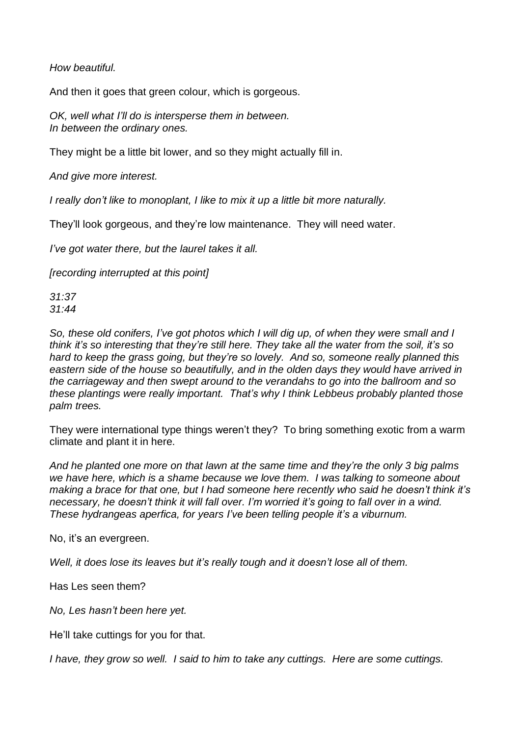*How beautiful.*

And then it goes that green colour, which is gorgeous.

*OK, well what I'll do is intersperse them in between.*
*In between the ordinary ones.*

They might be a little bit lower, and so they might actually fill in.

*And give more interest.*

*I really don't like to monoplant, I like to mix it up a little bit more naturally.*

They'll look gorgeous, and they're low maintenance. They will need water.

*I've got water there, but the laurel takes it all.*

*[recording interrupted at this point]*

*31:37*
*31:44*

*So, these old conifers, I've got photos which I will dig up, of when they were small and I think it's so interesting that they're still here. They take all the water from the soil, it's so hard to keep the grass going, but they're so lovely. And so, someone really planned this eastern side of the house so beautifully, and in the olden days they would have arrived in the carriageway and then swept around to the verandahs to go into the ballroom and so these plantings were really important. That's why I think Lebbeus probably planted those palm trees.*

They were international type things weren't they? To bring something exotic from a warm climate and plant it in here.

*And he planted one more on that lawn at the same time and they're the only 3 big palms we have here, which is a shame because we love them. I was talking to someone about making a brace for that one, but I had someone here recently who said he doesn't think it's necessary, he doesn't think it will fall over. I'm worried it's going to fall over in a wind. These hydrangeas aperfica, for years I've been telling people it's a viburnum.*

No, it's an evergreen.

*Well, it does lose its leaves but it's really tough and it doesn't lose all of them.*

Has Les seen them?

*No, Les hasn't been here yet.*

He'll take cuttings for you for that.

*I have, they grow so well. I said to him to take any cuttings. Here are some cuttings.*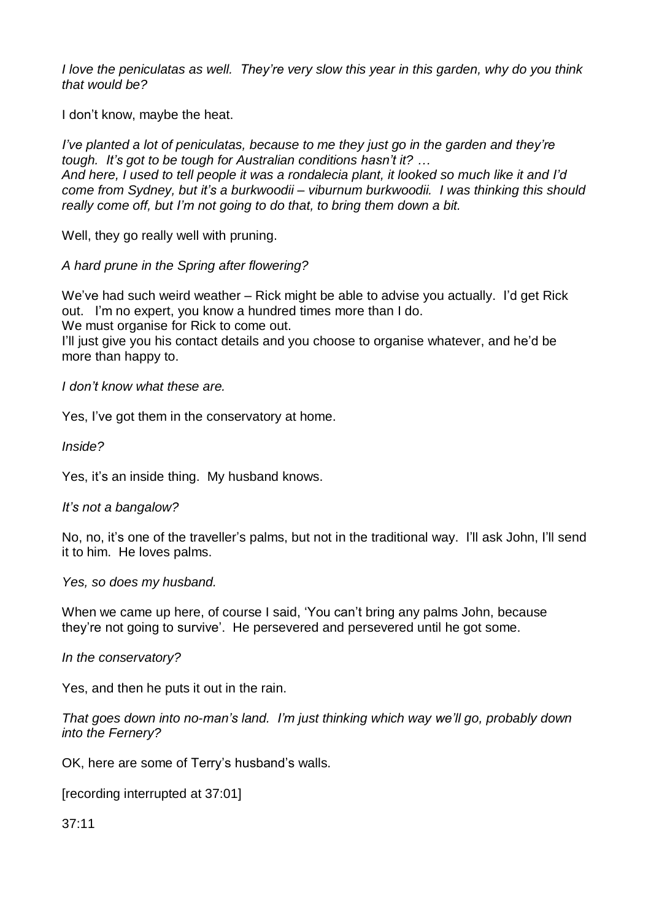*I love the peniculatas as well. They're very slow this year in this garden, why do you think that would be?*

I don't know, maybe the heat.

*I've planted a lot of peniculatas, because to me they just go in the garden and they're tough. It's got to be tough for Australian conditions hasn't it? …*
*And here, I used to tell people it was a rondalecia plant, it looked so much like it and I'd come from Sydney, but it's a burkwoodii – viburnum burkwoodii. I was thinking this should really come off, but I'm not going to do that, to bring them down a bit.*

Well, they go really well with pruning.

*A hard prune in the Spring after flowering?*

We've had such weird weather – Rick might be able to advise you actually. I'd get Rick out. I'm no expert, you know a hundred times more than I do.
We must organise for Rick to come out.
I'll just give you his contact details and you choose to organise whatever, and he'd be more than happy to.

*I don't know what these are.*

Yes, I've got them in the conservatory at home.

*Inside?*

Yes, it's an inside thing. My husband knows.

*It's not a bangalow?*

No, no, it's one of the traveller's palms, but not in the traditional way. I'll ask John, I'll send it to him. He loves palms.

*Yes, so does my husband.*

When we came up here, of course I said, 'You can't bring any palms John, because they're not going to survive'. He persevered and persevered until he got some.

*In the conservatory?*

Yes, and then he puts it out in the rain.

*That goes down into no-man's land. I'm just thinking which way we'll go, probably down into the Fernery?*

OK, here are some of Terry's husband's walls.

[recording interrupted at 37:01]

37:11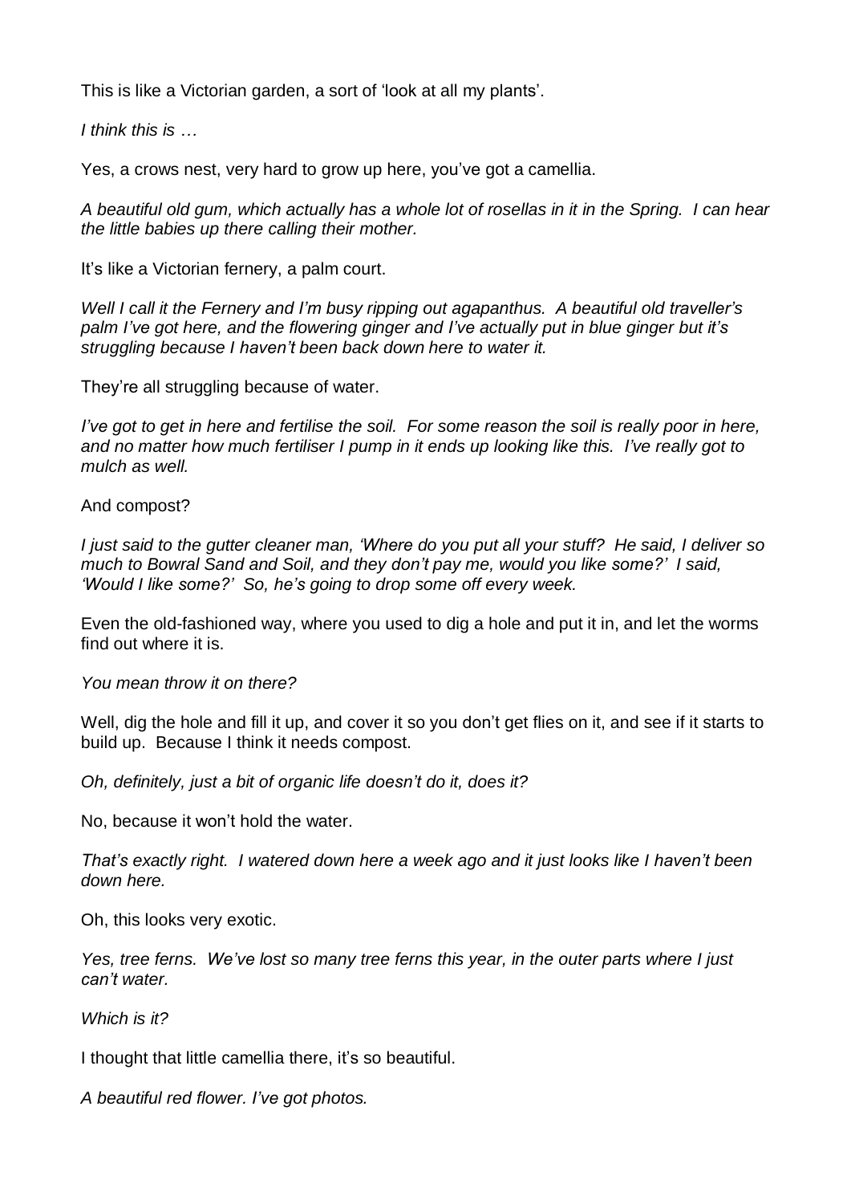This is like a Victorian garden, a sort of 'look at all my plants'.

*I think this is …*

Yes, a crows nest, very hard to grow up here, you've got a camellia.

*A beautiful old gum, which actually has a whole lot of rosellas in it in the Spring. I can hear the little babies up there calling their mother.*

It's like a Victorian fernery, a palm court.

*Well I call it the Fernery and I'm busy ripping out agapanthus. A beautiful old traveller's palm I've got here, and the flowering ginger and I've actually put in blue ginger but it's struggling because I haven't been back down here to water it.*

They're all struggling because of water.

*I've got to get in here and fertilise the soil. For some reason the soil is really poor in here, and no matter how much fertiliser I pump in it ends up looking like this. I've really got to mulch as well.*

And compost?

*I just said to the gutter cleaner man, 'Where do you put all your stuff? He said, I deliver so much to Bowral Sand and Soil, and they don't pay me, would you like some?' I said, 'Would I like some?' So, he's going to drop some off every week.*

Even the old-fashioned way, where you used to dig a hole and put it in, and let the worms find out where it is.

*You mean throw it on there?*

Well, dig the hole and fill it up, and cover it so you don't get flies on it, and see if it starts to build up. Because I think it needs compost.

*Oh, definitely, just a bit of organic life doesn't do it, does it?*

No, because it won't hold the water.

*That's exactly right. I watered down here a week ago and it just looks like I haven't been down here.*

Oh, this looks very exotic.

*Yes, tree ferns. We've lost so many tree ferns this year, in the outer parts where I just can't water.*

*Which is it?*

I thought that little camellia there, it's so beautiful.

*A beautiful red flower. I've got photos.*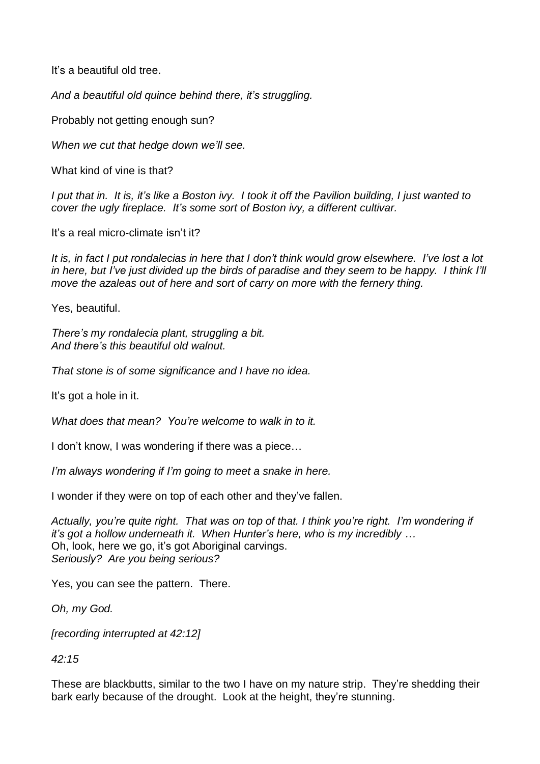It's a beautiful old tree.

*And a beautiful old quince behind there, it's struggling.*

Probably not getting enough sun?

*When we cut that hedge down we'll see.*

What kind of vine is that?

*I put that in. It is, it's like a Boston ivy. I took it off the Pavilion building, I just wanted to cover the ugly fireplace. It's some sort of Boston ivy, a different cultivar.*

It's a real micro-climate isn't it?

*It is, in fact I put rondalecias in here that I don't think would grow elsewhere. I've lost a lot in here, but I've just divided up the birds of paradise and they seem to be happy. I think I'll move the azaleas out of here and sort of carry on more with the fernery thing.*

Yes, beautiful.

*There's my rondalecia plant, struggling a bit.*
*And there's this beautiful old walnut.*

*That stone is of some significance and I have no idea.*

It's got a hole in it.

*What does that mean? You're welcome to walk in to it.*

I don't know, I was wondering if there was a piece…

*I'm always wondering if I'm going to meet a snake in here.*

I wonder if they were on top of each other and they've fallen.

*Actually, you're quite right. That was on top of that. I think you're right. I'm wondering if it's got a hollow underneath it. When Hunter's here, who is my incredibly …*
Oh, look, here we go, it's got Aboriginal carvings.
*Seriously? Are you being serious?*

Yes, you can see the pattern. There.

*Oh, my God.*

*[recording interrupted at 42:12]*

*42:15*

These are blackbutts, similar to the two I have on my nature strip. They're shedding their bark early because of the drought. Look at the height, they're stunning.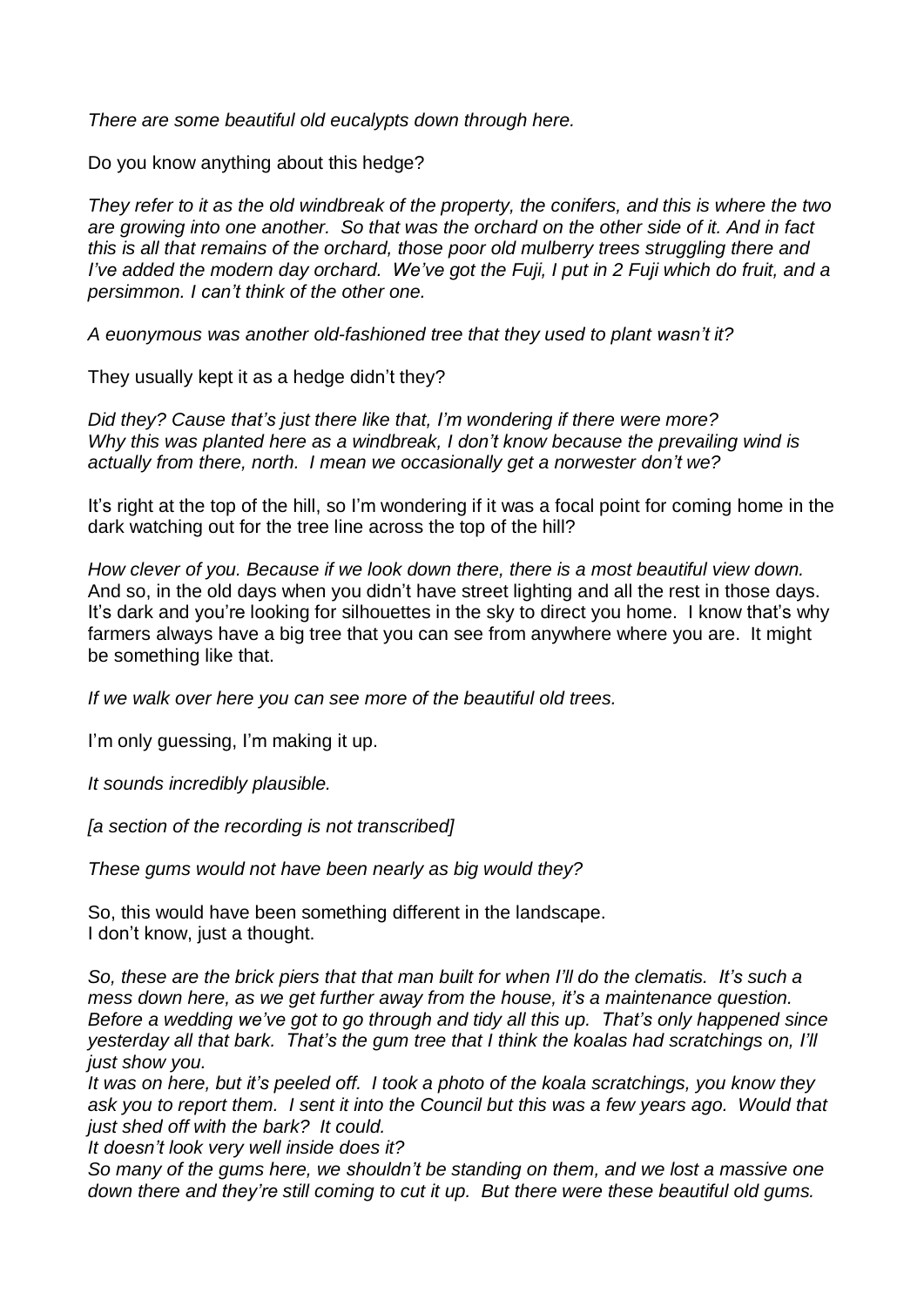*There are some beautiful old eucalypts down through here.*

Do you know anything about this hedge?

*They refer to it as the old windbreak of the property, the conifers, and this is where the two are growing into one another. So that was the orchard on the other side of it. And in fact this is all that remains of the orchard, those poor old mulberry trees struggling there and I've added the modern day orchard. We've got the Fuji, I put in 2 Fuji which do fruit, and a persimmon. I can't think of the other one.*

*A euonymous was another old-fashioned tree that they used to plant wasn't it?*

They usually kept it as a hedge didn't they?

*Did they? Cause that's just there like that, I'm wondering if there were more? Why this was planted here as a windbreak, I don't know because the prevailing wind is actually from there, north. I mean we occasionally get a norwester don't we?*

It's right at the top of the hill, so I'm wondering if it was a focal point for coming home in the dark watching out for the tree line across the top of the hill?

*How clever of you. Because if we look down there, there is a most beautiful view down.* And so, in the old days when you didn't have street lighting and all the rest in those days. It's dark and you're looking for silhouettes in the sky to direct you home. I know that's why farmers always have a big tree that you can see from anywhere where you are. It might be something like that.

*If we walk over here you can see more of the beautiful old trees.*

I'm only guessing, I'm making it up.

*It sounds incredibly plausible.*

*[a section of the recording is not transcribed]*

*These gums would not have been nearly as big would they?*

So, this would have been something different in the landscape.
I don't know, just a thought.

*So, these are the brick piers that that man built for when I'll do the clematis. It's such a mess down here, as we get further away from the house, it's a maintenance question. Before a wedding we've got to go through and tidy all this up. That's only happened since yesterday all that bark. That's the gum tree that I think the koalas had scratchings on, I'll just show you.*
*It was on here, but it's peeled off. I took a photo of the koala scratchings, you know they ask you to report them. I sent it into the Council but this was a few years ago. Would that just shed off with the bark? It could.*
*It doesn't look very well inside does it?*
*So many of the gums here, we shouldn't be standing on them, and we lost a massive one down there and they're still coming to cut it up. But there were these beautiful old gums.*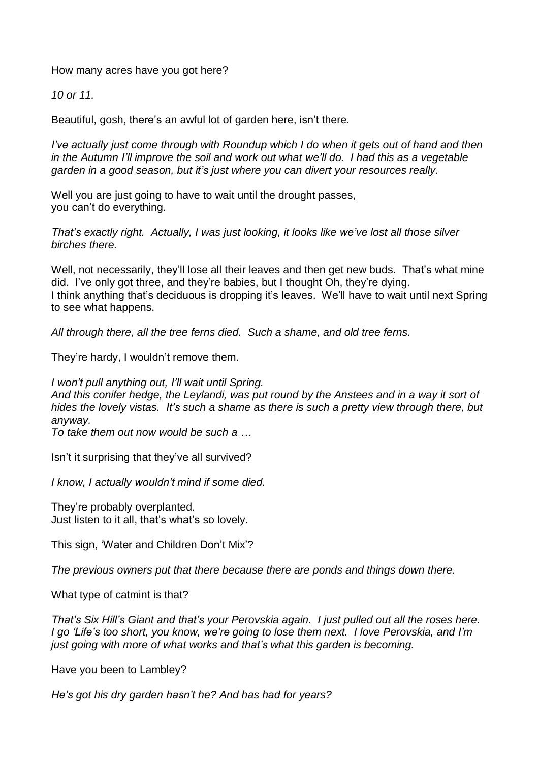How many acres have you got here?

*10 or 11.*

Beautiful, gosh, there's an awful lot of garden here, isn't there.

*I've actually just come through with Roundup which I do when it gets out of hand and then in the Autumn I'll improve the soil and work out what we'll do. I had this as a vegetable garden in a good season, but it's just where you can divert your resources really.*

Well you are just going to have to wait until the drought passes,
you can't do everything.

*That's exactly right. Actually, I was just looking, it looks like we've lost all those silver birches there.*

Well, not necessarily, they'll lose all their leaves and then get new buds. That's what mine did. I've only got three, and they're babies, but I thought Oh, they're dying.
I think anything that's deciduous is dropping it's leaves. We'll have to wait until next Spring to see what happens.

*All through there, all the tree ferns died. Such a shame, and old tree ferns.*

They're hardy, I wouldn't remove them.

*I won't pull anything out, I'll wait until Spring.*
*And this conifer hedge, the Leylandi, was put round by the Anstees and in a way it sort of hides the lovely vistas. It's such a shame as there is such a pretty view through there, but anyway.*
*To take them out now would be such a …*

Isn't it surprising that they've all survived?

*I know, I actually wouldn't mind if some died.*

They're probably overplanted.
Just listen to it all, that's what's so lovely.

This sign, 'Water and Children Don't Mix'?

*The previous owners put that there because there are ponds and things down there.*

What type of catmint is that?

*That's Six Hill's Giant and that's your Perovskia again. I just pulled out all the roses here. I go 'Life's too short, you know, we're going to lose them next. I love Perovskia, and I'm just going with more of what works and that's what this garden is becoming.*

Have you been to Lambley?

*He's got his dry garden hasn't he? And has had for years?*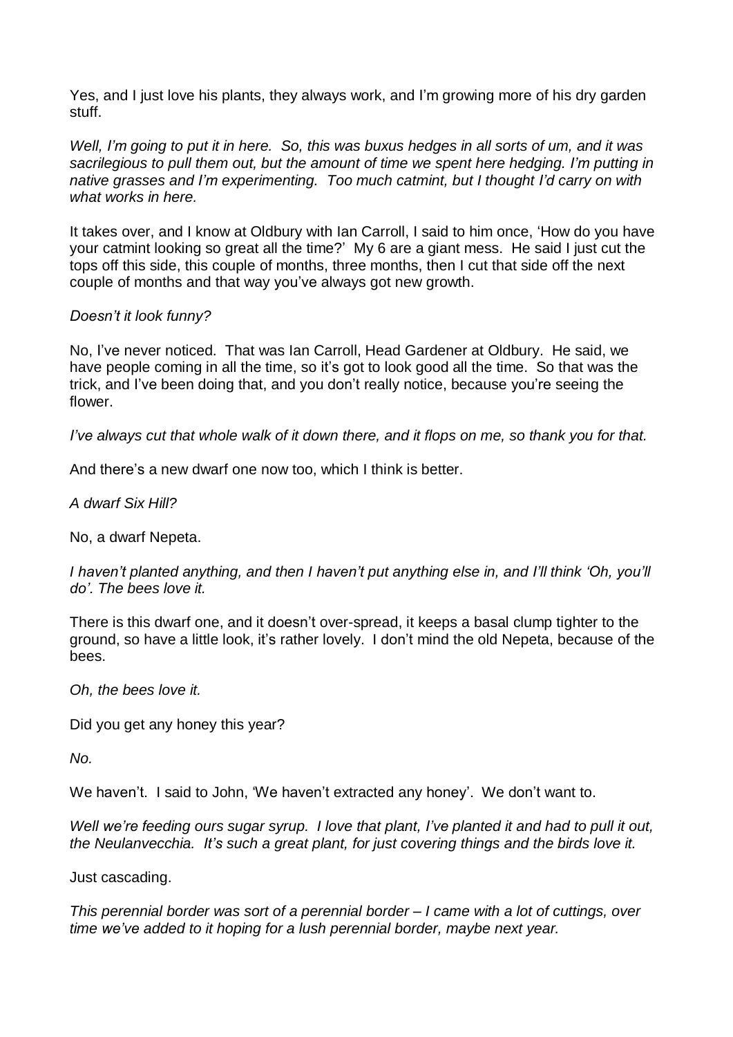Yes, and I just love his plants, they always work, and I'm growing more of his dry garden stuff.

*Well, I'm going to put it in here. So, this was buxus hedges in all sorts of um, and it was sacrilegious to pull them out, but the amount of time we spent here hedging. I'm putting in native grasses and I'm experimenting. Too much catmint, but I thought I'd carry on with what works in here.*

It takes over, and I know at Oldbury with Ian Carroll, I said to him once, 'How do you have your catmint looking so great all the time?' My 6 are a giant mess. He said I just cut the tops off this side, this couple of months, three months, then I cut that side off the next couple of months and that way you've always got new growth.

*Doesn't it look funny?*

No, I've never noticed. That was Ian Carroll, Head Gardener at Oldbury. He said, we have people coming in all the time, so it's got to look good all the time. So that was the trick, and I've been doing that, and you don't really notice, because you're seeing the flower.

*I've always cut that whole walk of it down there, and it flops on me, so thank you for that.*

And there's a new dwarf one now too, which I think is better.

*A dwarf Six Hill?*

No, a dwarf Nepeta.

*I haven't planted anything, and then I haven't put anything else in, and I'll think 'Oh, you'll do'. The bees love it.*

There is this dwarf one, and it doesn't over-spread, it keeps a basal clump tighter to the ground, so have a little look, it's rather lovely. I don't mind the old Nepeta, because of the bees.

*Oh, the bees love it.*

Did you get any honey this year?

*No.*

We haven't. I said to John, 'We haven't extracted any honey'. We don't want to.

*Well we're feeding ours sugar syrup. I love that plant, I've planted it and had to pull it out, the Neulanvecchia. It's such a great plant, for just covering things and the birds love it.*

Just cascading.

*This perennial border was sort of a perennial border – I came with a lot of cuttings, over time we've added to it hoping for a lush perennial border, maybe next year.*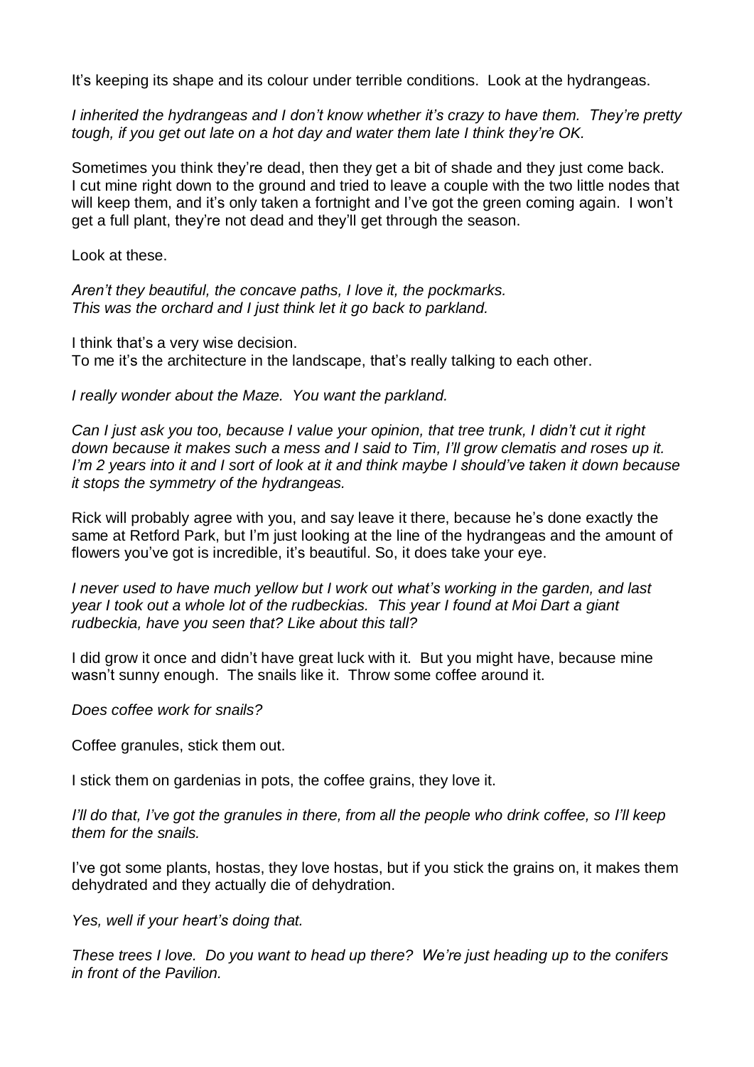It's keeping its shape and its colour under terrible conditions. Look at the hydrangeas.

*I inherited the hydrangeas and I don't know whether it's crazy to have them. They're pretty tough, if you get out late on a hot day and water them late I think they're OK.*

Sometimes you think they're dead, then they get a bit of shade and they just come back. I cut mine right down to the ground and tried to leave a couple with the two little nodes that will keep them, and it's only taken a fortnight and I've got the green coming again. I won't get a full plant, they're not dead and they'll get through the season.

Look at these.

*Aren't they beautiful, the concave paths, I love it, the pockmarks.*
*This was the orchard and I just think let it go back to parkland.*

I think that's a very wise decision.
To me it's the architecture in the landscape, that's really talking to each other.

*I really wonder about the Maze. You want the parkland.*

*Can I just ask you too, because I value your opinion, that tree trunk, I didn't cut it right down because it makes such a mess and I said to Tim, I'll grow clematis and roses up it. I'm 2 years into it and I sort of look at it and think maybe I should've taken it down because it stops the symmetry of the hydrangeas.*

Rick will probably agree with you, and say leave it there, because he's done exactly the same at Retford Park, but I'm just looking at the line of the hydrangeas and the amount of flowers you've got is incredible, it's beautiful. So, it does take your eye.

*I never used to have much yellow but I work out what's working in the garden, and last year I took out a whole lot of the rudbeckias. This year I found at Moi Dart a giant rudbeckia, have you seen that? Like about this tall?*

I did grow it once and didn't have great luck with it. But you might have, because mine wasn't sunny enough. The snails like it. Throw some coffee around it.

*Does coffee work for snails?*

Coffee granules, stick them out.

I stick them on gardenias in pots, the coffee grains, they love it.

*I'll do that, I've got the granules in there, from all the people who drink coffee, so I'll keep them for the snails.*

I've got some plants, hostas, they love hostas, but if you stick the grains on, it makes them dehydrated and they actually die of dehydration.

*Yes, well if your heart's doing that.*

*These trees I love. Do you want to head up there? We're just heading up to the conifers in front of the Pavilion.*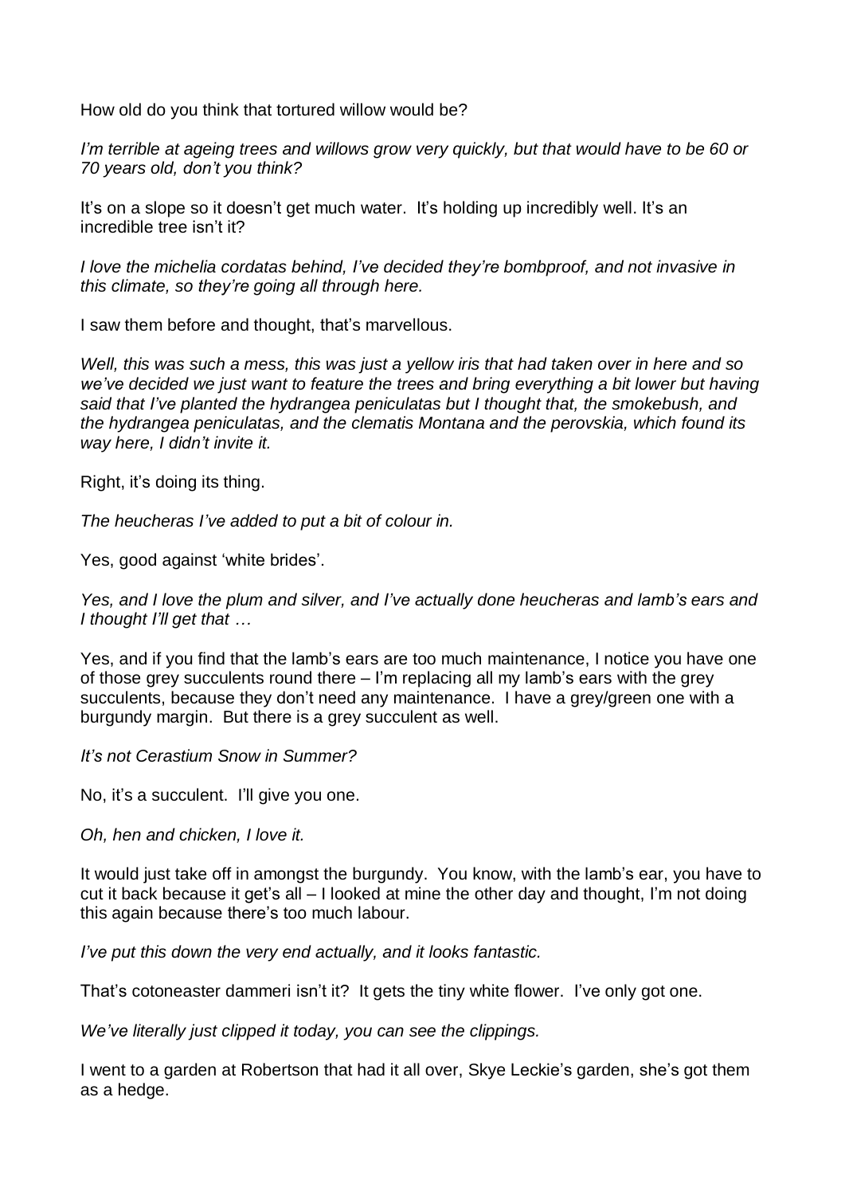How old do you think that tortured willow would be?

*I'm terrible at ageing trees and willows grow very quickly, but that would have to be 60 or 70 years old, don't you think?*

It's on a slope so it doesn't get much water. It's holding up incredibly well. It's an incredible tree isn't it?

*I love the michelia cordatas behind, I've decided they're bombproof, and not invasive in this climate, so they're going all through here.*

I saw them before and thought, that's marvellous.

*Well, this was such a mess, this was just a yellow iris that had taken over in here and so we've decided we just want to feature the trees and bring everything a bit lower but having said that I've planted the hydrangea peniculatas but I thought that, the smokebush, and the hydrangea peniculatas, and the clematis Montana and the perovskia, which found its way here, I didn't invite it.*

Right, it's doing its thing.

*The heucheras I've added to put a bit of colour in.*

Yes, good against 'white brides'.

*Yes, and I love the plum and silver, and I've actually done heucheras and lamb's ears and I thought I'll get that …*

Yes, and if you find that the lamb's ears are too much maintenance, I notice you have one of those grey succulents round there – I'm replacing all my lamb's ears with the grey succulents, because they don't need any maintenance. I have a grey/green one with a burgundy margin. But there is a grey succulent as well.

*It's not Cerastium Snow in Summer?*

No, it's a succulent. I'll give you one.

*Oh, hen and chicken, I love it.*

It would just take off in amongst the burgundy. You know, with the lamb's ear, you have to cut it back because it get's all – I looked at mine the other day and thought, I'm not doing this again because there's too much labour.

*I've put this down the very end actually, and it looks fantastic.*

That's cotoneaster dammeri isn't it? It gets the tiny white flower. I've only got one.

*We've literally just clipped it today, you can see the clippings.*

I went to a garden at Robertson that had it all over, Skye Leckie's garden, she's got them as a hedge.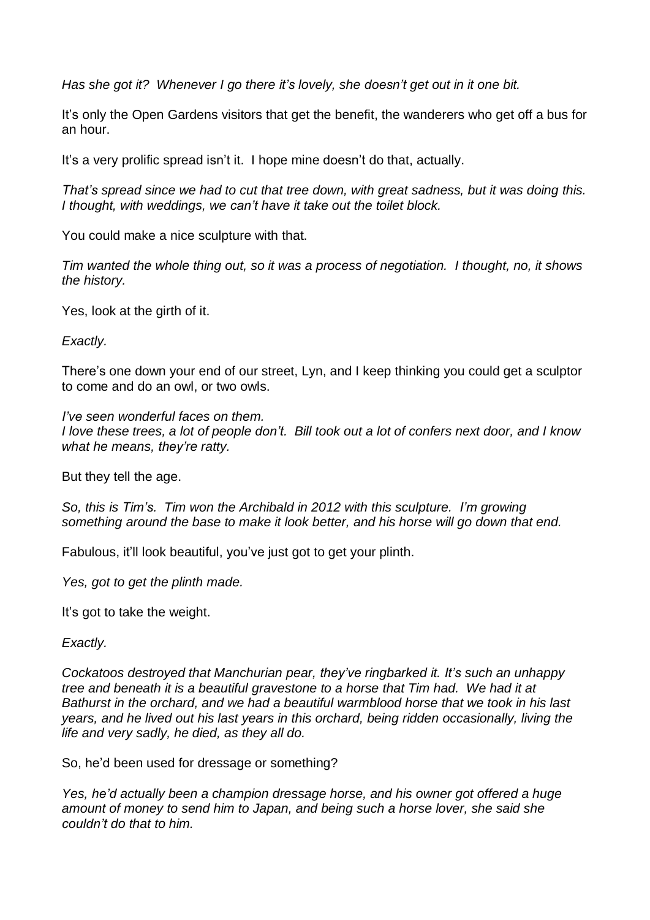*Has she got it? Whenever I go there it's lovely, she doesn't get out in it one bit.*

It's only the Open Gardens visitors that get the benefit, the wanderers who get off a bus for an hour.

It's a very prolific spread isn't it. I hope mine doesn't do that, actually.

*That's spread since we had to cut that tree down, with great sadness, but it was doing this. I thought, with weddings, we can't have it take out the toilet block.*

You could make a nice sculpture with that.

*Tim wanted the whole thing out, so it was a process of negotiation. I thought, no, it shows the history.*

Yes, look at the girth of it.

*Exactly.*

There's one down your end of our street, Lyn, and I keep thinking you could get a sculptor to come and do an owl, or two owls.

*I've seen wonderful faces on them.*
*I love these trees, a lot of people don't. Bill took out a lot of confers next door, and I know what he means, they're ratty.*

But they tell the age.

*So, this is Tim's. Tim won the Archibald in 2012 with this sculpture. I'm growing something around the base to make it look better, and his horse will go down that end.*

Fabulous, it'll look beautiful, you've just got to get your plinth.

*Yes, got to get the plinth made.*

It's got to take the weight.

*Exactly.*

*Cockatoos destroyed that Manchurian pear, they've ringbarked it. It's such an unhappy tree and beneath it is a beautiful gravestone to a horse that Tim had. We had it at Bathurst in the orchard, and we had a beautiful warmblood horse that we took in his last years, and he lived out his last years in this orchard, being ridden occasionally, living the life and very sadly, he died, as they all do.*

So, he'd been used for dressage or something?

*Yes, he'd actually been a champion dressage horse, and his owner got offered a huge amount of money to send him to Japan, and being such a horse lover, she said she couldn't do that to him.*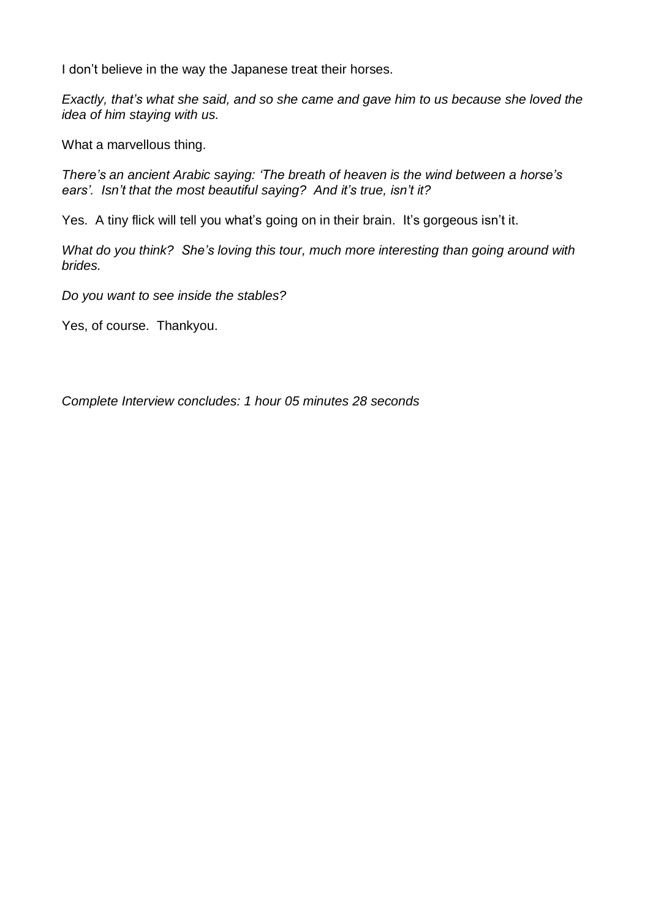I don't believe in the way the Japanese treat their horses.

*Exactly, that's what she said, and so she came and gave him to us because she loved the idea of him staying with us.*

What a marvellous thing.

*There's an ancient Arabic saying: 'The breath of heaven is the wind between a horse's ears'. Isn't that the most beautiful saying? And it's true, isn't it?*

Yes. A tiny flick will tell you what's going on in their brain. It's gorgeous isn't it.

*What do you think? She's loving this tour, much more interesting than going around with brides.*

*Do you want to see inside the stables?*

Yes, of course. Thankyou.

*Complete Interview concludes: 1 hour 05 minutes 28 seconds*